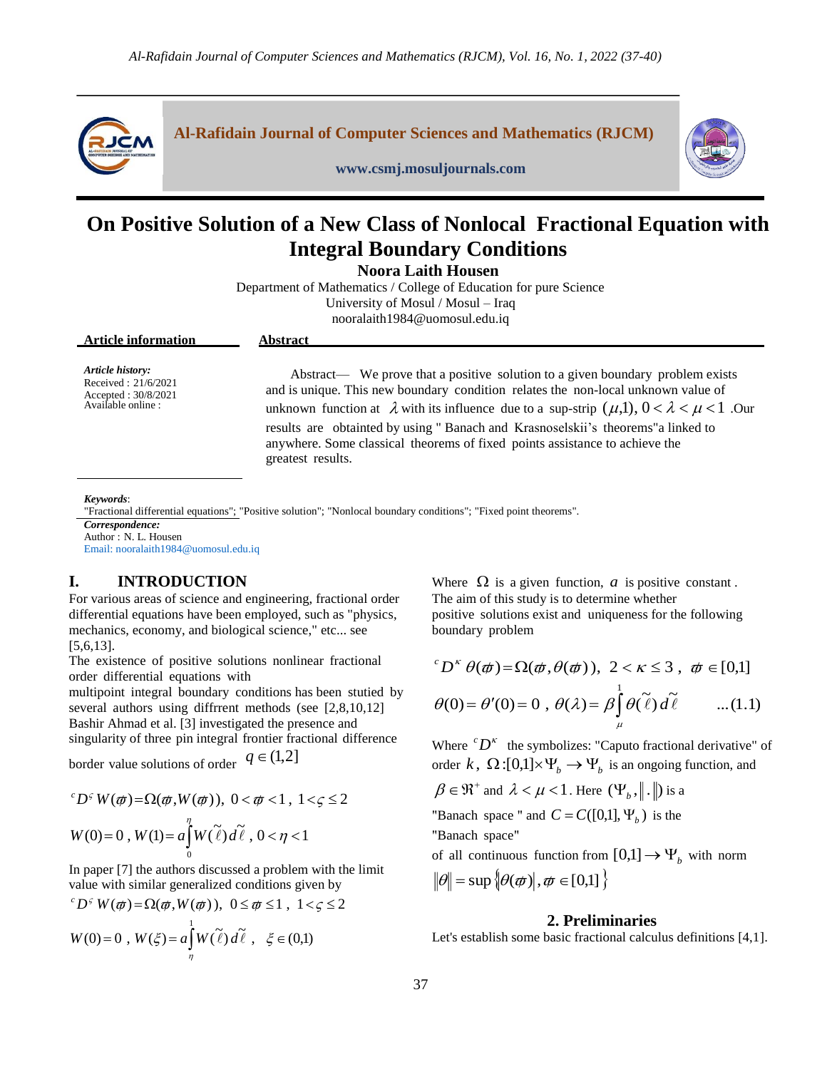# On Positive Solution of a New Class of Nonlocal Fractional Equation with Integral Boundary Conditions

**Noora Laith Housen**

Department of Mathematics / College of Education for pure Science
University of Mosul / Mosul – Iraq
nooralaith1984@uomosul.edu.iq

**Article information**

*Article history:*
Received : 21/6/2021
Accepted : 30/8/2021
Available online :

**Abstract**

Abstract— We prove that a positive solution to a given boundary problem exists and is unique. This new boundary condition relates the non-local unknown value of unknown function at $\lambda$ with its influence due to a sup-strip $(\mu,1)$, $0<\lambda<\mu<1$ .Our results are obtainted by using " Banach and Krasnoselskii's theorems"a linked to anywhere. Some classical theorems of fixed points assistance to achieve the greatest results.

*Keywords*:
"Fractional differential equations"; "Positive solution"; "Nonlocal boundary conditions"; "Fixed point theorems".

*Correspondence:*
Author : N. L. Housen
Email: nooralaith1984@uomosul.edu.iq

## I. INTRODUCTION

For various areas of science and engineering, fractional order differential equations have been employed, such as "physics, mechanics, economy, and biological science," etc... see [5,6,13].

The existence of positive solutions nonlinear fractional order differential equations with multipoint integral boundary conditions has been stutied by several authors using diffrrent methods (see [2,8,10,12] Bashir Ahmad et al. [3] investigated the presence and singularity of three pin integral frontier fractional difference border value solutions of order $q\in(1,2]$

$$ {}^{c}D^{\varsigma}W(\varpi)=\Omega(\varpi,W(\varpi)),\ 0<\varpi<1,\ 1<\varsigma\le 2 $$

$$ W(0)=0\ ,\ W(1)=a\int_{0}^{\eta}W(\tilde{\ell})\,d\tilde{\ell}\ ,\ 0<\eta<1 $$

In paper [7] the authors discussed a problem with the limit value with similar generalized conditions given by

$$ {}^{c}D^{\varsigma}W(\varpi)=\Omega(\varpi,W(\varpi)),\ 0\le\varpi\le 1,\ 1<\varsigma\le 2 $$

$$ W(0)=0\ ,\ W(\xi)=a\int_{\eta}^{1}W(\tilde{\ell})\,d\tilde{\ell}\ ,\ \ \xi\in(0,1) $$

Where $\Omega$ is a given function, $a$ is positive constant . The aim of this study is to determine whether positive solutions exist and uniqueness for the following boundary problem

$$ {}^{c}D^{\kappa}\theta(\varpi)=\Omega(\varpi,\theta(\varpi)),\ 2<\kappa\le 3\ ,\ \varpi\in[0,1] $$

$$ \theta(0)=\theta'(0)=0\ ,\ \theta(\lambda)=\beta\int_{\mu}^{1}\theta(\tilde{\ell})\,d\tilde{\ell}\qquad ...(1.1) $$

Where ${}^{c}D^{\kappa}$ the symbolizes: "Caputo fractional derivative" of order $k$, $\Omega:[0,1]\times\Psi_b\to\Psi_b$ is an ongoing function, and $\beta\in\Re^{+}$ and $\lambda<\mu<1$. Here $(\Psi_b,\|.\|)$ is a "Banach space " and $C=C([0,1],\Psi_b)$ is the "Banach space" of all continuous function from $[0,1]\to\Psi_b$ with norm $\|\theta\|=\sup\{|\theta(\varpi)|,\varpi\in[0,1]\}$

## 2. Preliminaries

Let's establish some basic fractional calculus definitions [4,1].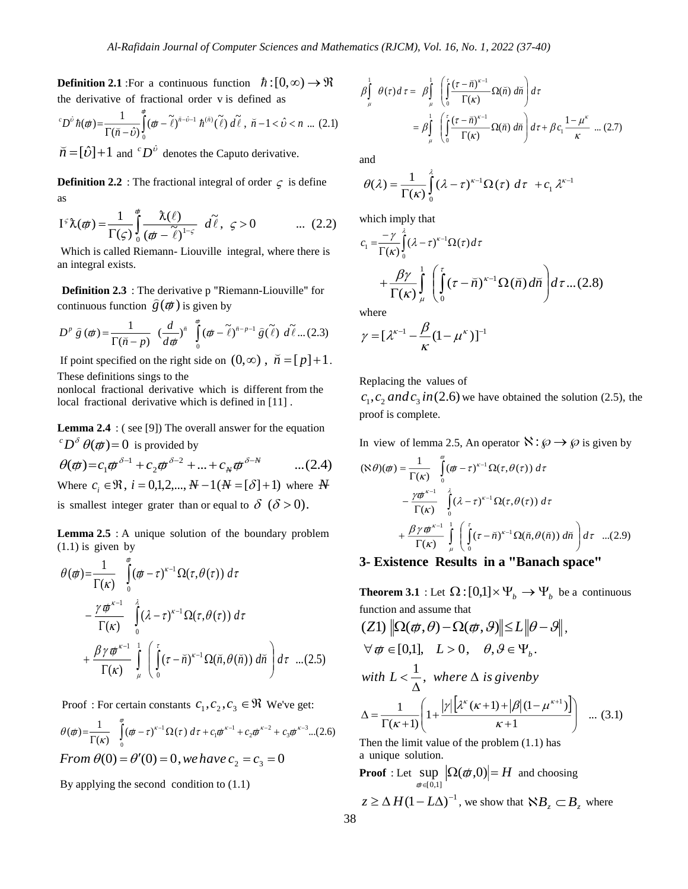**Definition 2.1** :For a continuous function $\hbar:[0,\infty)\to\Re$ the derivative of fractional order v is defined as

$$ {}^{c}D^{\hat{\upsilon}}\hbar(\varpi)=\frac{1}{\Gamma(\breve{n}-\hat{\upsilon})}\int_{0}^{\varpi}(\varpi-\tilde{\ell})^{\breve{n}-\hat{\upsilon}-1}\,\hbar^{(\breve{n})}(\tilde{\ell})\,d\tilde{\ell}\;,\;\breve{n}-1<\hat{\upsilon}<n\;...\;(2.1)$$

$\breve{n}=[\hat{\upsilon}]+1$ and ${}^{c}D^{\hat{\upsilon}}$ denotes the Caputo derivative.

**Definition 2.2** : The fractional integral of order $\varsigma$ is define as

$$ \mathrm{I}^{\varsigma}\lambda(\varpi)=\frac{1}{\Gamma(\varsigma)}\int_{0}^{\varpi}\frac{\lambda(\ell)}{(\varpi-\tilde{\ell})^{1-\varsigma}}\;d\tilde{\ell}\,,\;\;\varsigma>0 \qquad ...\;(2.2)$$

Which is called Riemann- Liouville integral, where there is an integral exists.

**Definition 2.3** : The derivative p "Riemann-Liouville" for continuous function $\hat{g}(\varpi)$ is given by

$$ D^{p}\,\hat{g}\,(\varpi)=\frac{1}{\Gamma(\breve{n}-p)}\;\;(\frac{d}{d\varpi})^{\breve{n}}\;\int_{0}^{\varpi}(\varpi-\tilde{\ell})^{\breve{n}-p-1}\,\hat{g}(\tilde{\ell})\;d\tilde{\ell}\,...(2.3)$$

If point specified on the right side on $(0,\infty)$ , $\breve{n}=[p]+1$. These definitions sings to the nonlocal fractional derivative which is different from the local fractional derivative which is defined in [11] .

**Lemma 2.4** : ( see [9]) The overall answer for the equation ${}^{c}D^{\delta}\,\theta(\varpi)=0$ is provided by

$$ \theta(\varpi)=c_{1}\varpi^{\delta-1}+c_{2}\varpi^{\delta-2}+...+c_{\aleph}\varpi^{\delta-N} \qquad ...(2.4)$$

Where $c_{i}\in\Re$, $i=0,1,2,...,\aleph-1(\aleph=[\delta]+1)$ where $\aleph$ is smallest integer grater than or equal to $\delta$ $(\delta>0)$.

**Lemma 2.5** : A unique solution of the boundary problem (1.1) is given by

$$ \begin{aligned}\theta(\varpi)=&\frac{1}{\Gamma(\kappa)}\int_{0}^{\varpi}(\varpi-\tau)^{\kappa-1}\Omega(\tau,\theta(\tau))\,d\tau\\ &-\frac{\gamma\varpi^{\kappa-1}}{\Gamma(\kappa)}\int_{0}^{\lambda}(\lambda-\tau)^{\kappa-1}\Omega(\tau,\theta(\tau))\,d\tau\\ &+\frac{\beta\gamma\varpi^{\kappa-1}}{\Gamma(\kappa)}\int_{\mu}^{1}\left(\int_{0}^{\tau}(\tau-\breve{n})^{\kappa-1}\Omega(\breve{n},\theta(\breve{n}))\,d\breve{n}\right)d\tau\;\;...(2.5)\end{aligned}$$

Proof : For certain constants $c_1,c_2,c_3\in\Re$ We've get:

$$ \theta(\varpi)=\frac{1}{\Gamma(\kappa)}\int_{0}^{\varpi}(\varpi-\tau)^{\kappa-1}\Omega(\tau)\,d\tau+c_{1}\varpi^{\kappa-1}+c_{2}\varpi^{\kappa-2}+c_{3}\varpi^{\kappa-3}...(2.6)$$

$$ From\;\theta(0)=\theta'(0)=0,we\,have\,c_{2}=c_{3}=0$$

By applying the second condition to (1.1)

$$ \begin{aligned}\beta\int_{\mu}^{1}\theta(\tau)\,d\tau&=\beta\int_{\mu}^{1}\left(\int_{0}^{\tau}\frac{(\tau-\breve{n})^{\kappa-1}}{\Gamma(\kappa)}\Omega(\breve{n})\,d\breve{n}\right)d\tau\\ &=\beta\int_{\mu}^{1}\left(\int_{0}^{\tau}\frac{(\tau-\breve{n})^{\kappa-1}}{\Gamma(\kappa)}\Omega(\breve{n})\,d\breve{n}\right)d\tau+\beta c_{1}\frac{1-\mu^{\kappa}}{\kappa}\;\;...(2.7)\end{aligned}$$

and

$$ \theta(\lambda)=\frac{1}{\Gamma(\kappa)}\int_{0}^{\lambda}(\lambda-\tau)^{\kappa-1}\Omega(\tau)\;d\tau\;\;+c_{1}\,\lambda^{\kappa-1}$$

which imply that

$$ \begin{aligned}c_{1}=&\frac{-\gamma}{\Gamma(\kappa)}\int_{0}^{\lambda}(\lambda-\tau)^{\kappa-1}\Omega(\tau)\,d\tau\\ &+\frac{\beta\gamma}{\Gamma(\kappa)}\int_{\mu}^{1}\left(\int_{0}^{\tau}(\tau-\breve{n})^{\kappa-1}\Omega(\breve{n})\,d\breve{n}\right)d\tau...(2.8)\end{aligned}$$

where

$$ \gamma=[\lambda^{\kappa-1}-\frac{\beta}{\kappa}(1-\mu^{\kappa})]^{-1}$$

Replacing the values of $c_1,c_2\;and\;c_3\;in(2.6)$ we have obtained the solution (2.5), the proof is complete.

In view of lemma 2.5, An operator $\aleph:\wp\to\wp$ is given by

$$ \begin{aligned}(\aleph\theta)(\varpi)=&\frac{1}{\Gamma(\kappa)}\int_{0}^{\varpi}(\varpi-\tau)^{\kappa-1}\Omega(\tau,\theta(\tau))\,d\tau\\ &-\frac{\gamma\varpi^{\kappa-1}}{\Gamma(\kappa)}\int_{0}^{\lambda}(\lambda-\tau)^{\kappa-1}\Omega(\tau,\theta(\tau))\,d\tau\\ &+\frac{\beta\gamma\varpi^{\kappa-1}}{\Gamma(\kappa)}\int_{\mu}^{1}\left(\int_{0}^{\tau}(\tau-\breve{n})^{\kappa-1}\Omega(\breve{n},\theta(\breve{n}))\,d\breve{n}\right)d\tau\;\;...(2.9)\end{aligned}$$

## 3- Existence Results in a "Banach space"

**Theorem 3.1** : Let $\Omega:[0,1]\times\Psi_b\to\Psi_b$ be a continuous function and assume that

$$ (Z1)\;\|\Omega(\varpi,\theta)-\Omega(\varpi,\vartheta)\|\le L\|\theta-\vartheta\|,$$

$$ \forall\,\varpi\in[0,1],\quad L>0,\quad \theta,\vartheta\in\Psi_b.$$

$$ with\;L<\frac{1}{\Delta},\;\;where\;\Delta\;is\;givenby$$

$$ \Delta=\frac{1}{\Gamma(\kappa+1)}\left(1+\frac{|\gamma|\left[\lambda^{\kappa}(\kappa+1)+|\beta|(1-\mu^{\kappa+1})\right]}{\kappa+1}\right)\quad ...\;(3.1)$$

Then the limit value of the problem (1.1) has a unique solution.

**Proof** : Let $\sup\limits_{\varpi\in[0,1]}|\Omega(\varpi,0)|=H$ and choosing

$z\ge\Delta\,H(1-L\Delta)^{-1}$, we show that $\aleph B_z\subset B_z$ where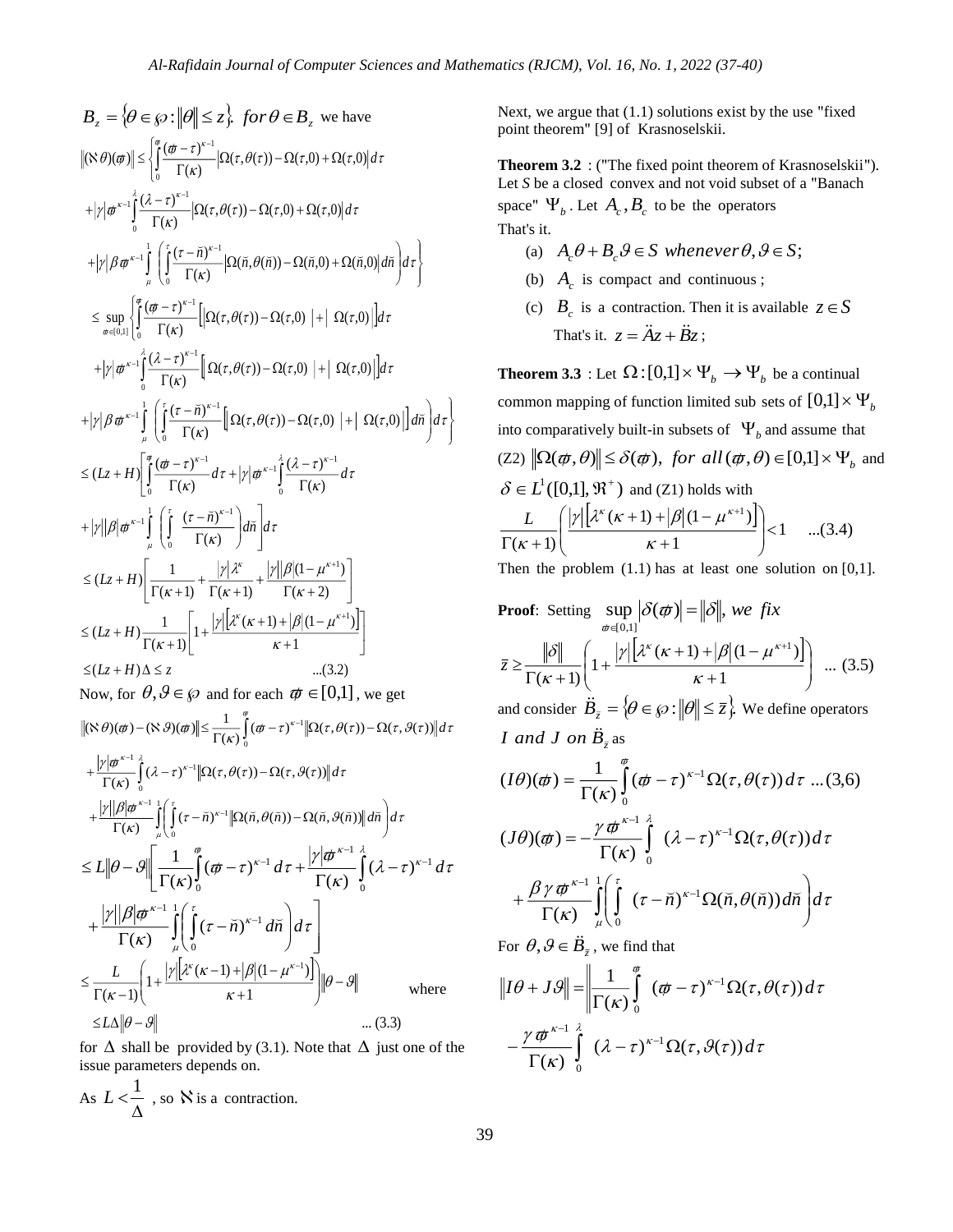$B_z = \{\theta \in \wp : \|\theta\| \le z\}.\ for\ \theta \in B_z$ we have

$$\|(\aleph\theta)(\varpi)\| \le \left\{ \int_0^{\varpi} \frac{(\varpi-\tau)^{\kappa-1}}{\Gamma(\kappa)} |\Omega(\tau,\theta(\tau)) - \Omega(\tau,0) + \Omega(\tau,0)| d\tau \right.$$

$$+ |\gamma| \varpi^{\kappa-1} \int_0^{\lambda} \frac{(\lambda-\tau)^{\kappa-1}}{\Gamma(\kappa)} |\Omega(\tau,\theta(\tau)) - \Omega(\tau,0) + \Omega(\tau,0)| d\tau$$

$$\left. + |\gamma| \beta \varpi^{\kappa-1} \int_\mu^1 \left( \int_0^{\tau} \frac{(\tau-\breve{n})^{\kappa-1}}{\Gamma(\kappa)} |\Omega(\breve{n},\theta(\breve{n})) - \Omega(\breve{n},0) + \Omega(\breve{n},0)| d\breve{n} \right) d\tau \right\}$$

$$\le \sup_{\varpi \in [0,1]} \left\{ \int_0^{\varpi} \frac{(\varpi-\tau)^{\kappa-1}}{\Gamma(\kappa)} \left[ |\Omega(\tau,\theta(\tau)) - \Omega(\tau,0)| + |\Omega(\tau,0)| \right] d\tau \right.$$

$$+ |\gamma| \varpi^{\kappa-1} \int_0^{\lambda} \frac{(\lambda-\tau)^{\kappa-1}}{\Gamma(\kappa)} \left[ |\Omega(\tau,\theta(\tau)) - \Omega(\tau,0)| + |\Omega(\tau,0)| \right] d\tau$$

$$\left. + |\gamma| \beta \varpi^{\kappa-1} \int_\mu^1 \left( \int_0^{\tau} \frac{(\tau-\breve{n})^{\kappa-1}}{\Gamma(\kappa)} \left[ |\Omega(\tau,\theta(\tau)) - \Omega(\tau,0)| + |\Omega(\tau,0)| \right] d\breve{n} \right) d\tau \right\}$$

$$\le (Lz+H) \left[ \int_0^{\varpi} \frac{(\varpi-\tau)^{\kappa-1}}{\Gamma(\kappa)} d\tau + |\gamma| \varpi^{\kappa-1} \int_0^{\lambda} \frac{(\lambda-\tau)^{\kappa-1}}{\Gamma(\kappa)} d\tau \right.$$

$$\left. + |\gamma||\beta| \varpi^{\kappa-1} \int_\mu^1 \left( \int_0^{\tau} \frac{(\tau-\breve{n})^{\kappa-1}}{\Gamma(\kappa)} d\breve{n} \right) d\tau \right]$$

$$\le (Lz+H) \left[ \frac{1}{\Gamma(\kappa+1)} + \frac{|\gamma| \lambda^{\kappa}}{\Gamma(\kappa+1)} + \frac{|\gamma||\beta|(1-\mu^{\kappa+1})}{\Gamma(\kappa+2)} \right]$$

$$\le (Lz+H) \frac{1}{\Gamma(\kappa+1)} \left[ 1 + \frac{|\gamma| \left[ \lambda^{\kappa}(\kappa+1) + |\beta|(1-\mu^{\kappa+1}) \right]}{\kappa+1} \right]$$

$$\le (Lz+H)\Delta \le z \qquad ...(3.2)$$

Now, for $\theta, \vartheta \in \wp$ and for each $\varpi \in [0,1]$, we get

$$\|(\aleph\theta)(\varpi) - (\aleph\vartheta)(\varpi)\| \le \frac{1}{\Gamma(\kappa)} \int_0^{\varpi} (\varpi-\tau)^{\kappa-1} \|\Omega(\tau,\theta(\tau)) - \Omega(\tau,\vartheta(\tau))\| d\tau$$

$$+ \frac{|\gamma| \varpi^{\kappa-1}}{\Gamma(\kappa)} \int_0^{\lambda} (\lambda-\tau)^{\kappa-1} \|\Omega(\tau,\theta(\tau)) - \Omega(\tau,\vartheta(\tau))\| d\tau$$

$$+ \frac{|\gamma||\beta| \varpi^{\kappa-1}}{\Gamma(\kappa)} \int_\mu^1 \left( \int_0^{\tau} (\tau-\breve{n})^{\kappa-1} \|\Omega(\breve{n},\theta(\breve{n})) - \Omega(\breve{n},\vartheta(\breve{n}))\| d\breve{n} \right) d\tau$$

$$\le L\|\theta-\vartheta\| \left[ \frac{1}{\Gamma(\kappa)} \int_0^{\varpi} (\varpi-\tau)^{\kappa-1} d\tau + \frac{|\gamma| \varpi^{\kappa-1}}{\Gamma(\kappa)} \int_0^{\lambda} (\lambda-\tau)^{\kappa-1} d\tau \right.$$

$$\left. + \frac{|\gamma||\beta| \varpi^{\kappa-1}}{\Gamma(\kappa)} \int_\mu^1 \left( \int_0^{\tau} (\tau-\breve{n})^{\kappa-1} d\breve{n} \right) d\tau \right]$$

$$\le \frac{L}{\Gamma(\kappa-1)} \left( 1 + \frac{|\gamma| \left[ \lambda^{\kappa}(\kappa-1) + |\beta|(1-\mu^{\kappa-1}) \right]}{\kappa+1} \right) \|\theta-\vartheta\| \qquad \text{where}$$

$$\le L\Delta\|\theta-\vartheta\| \qquad ...(3.3)$$

for $\Delta$ shall be provided by (3.1). Note that $\Delta$ just one of the issue parameters depends on.

As $L < \frac{1}{\Delta}$, so $\aleph$ is a contraction.

Next, we argue that (1.1) solutions exist by the use "fixed point theorem" [9] of Krasnoselskii.

**Theorem 3.2** : ("The fixed point theorem of Krasnoselskii"). Let $S$ be a closed convex and not void subset of a "Banach space" $\Psi_b$. Let $A_c, B_c$ to be the operators That's it.

(a) $A_c\theta + B_c\vartheta \in S\ whenever\ \theta, \vartheta \in S;$

(b) $A_c$ is compact and continuous ;

(c) $B_c$ is a contraction. Then it is available $z \in S$ That's it. $z = \ddot{A}z + \ddot{B}z$ ;

**Theorem 3.3** : Let $\Omega : [0,1] \times \Psi_b \to \Psi_b$ be a continual common mapping of function limited sub sets of $[0,1] \times \Psi_b$ into comparatively built-in subsets of $\Psi_b$ and assume that

(Z2) $\|\Omega(\varpi,\theta)\| \le \delta(\varpi),\ for\ all\ (\varpi,\theta) \in [0,1] \times \Psi_b$ and $\delta \in L^1([0,1], \Re^+)$ and (Z1) holds with

$$\frac{L}{\Gamma(\kappa+1)} \left( \frac{|\gamma| \left[ \lambda^{\kappa}(\kappa+1) + |\beta|(1-\mu^{\kappa+1}) \right]}{\kappa+1} \right) < 1 \qquad ...(3.4)$$

Then the problem (1.1) has at least one solution on $[0,1]$.

**Proof**: Setting $\sup_{\varpi \in [0,1]} |\delta(\varpi)| = \|\delta\|,\ we\ fix$

$$\bar{z} \ge \frac{\|\delta\|}{\Gamma(\kappa+1)} \left( 1 + \frac{|\gamma| \left[ \lambda^{\kappa}(\kappa+1) + |\beta|(1-\mu^{\kappa+1}) \right]}{\kappa+1} \right) \quad ...(3.5)$$

and consider $\ddot{B}_{\bar{z}} = \{\theta \in \wp : \|\theta\| \le \bar{z}\}$. We define operators $I\ and\ J\ on\ \ddot{B}_{\bar{z}}$ as

$$(I\theta)(\varpi) = \frac{1}{\Gamma(\kappa)} \int_0^{\varpi} (\varpi-\tau)^{\kappa-1} \Omega(\tau,\theta(\tau)) d\tau \quad ...(3,6)$$

$$(J\theta)(\varpi) = -\frac{\gamma \varpi^{\kappa-1}}{\Gamma(\kappa)} \int_0^{\lambda} (\lambda-\tau)^{\kappa-1} \Omega(\tau,\theta(\tau)) d\tau$$

$$+ \frac{\beta\gamma \varpi^{\kappa-1}}{\Gamma(\kappa)} \int_\mu^1 \left( \int_0^{\tau} (\tau-\breve{n})^{\kappa-1} \Omega(\breve{n},\theta(\breve{n})) d\breve{n} \right) d\tau$$

For $\theta, \vartheta \in \ddot{B}_{\bar{z}}$, we find that

$$\|I\theta + J\vartheta\| = \left\| \frac{1}{\Gamma(\kappa)} \int_0^{\varpi} (\varpi-\tau)^{\kappa-1} \Omega(\tau,\theta(\tau)) d\tau \right.$$

$$- \frac{\gamma \varpi^{\kappa-1}}{\Gamma(\kappa)} \int_0^{\lambda} (\lambda-\tau)^{\kappa-1} \Omega(\tau,\vartheta(\tau)) d\tau$$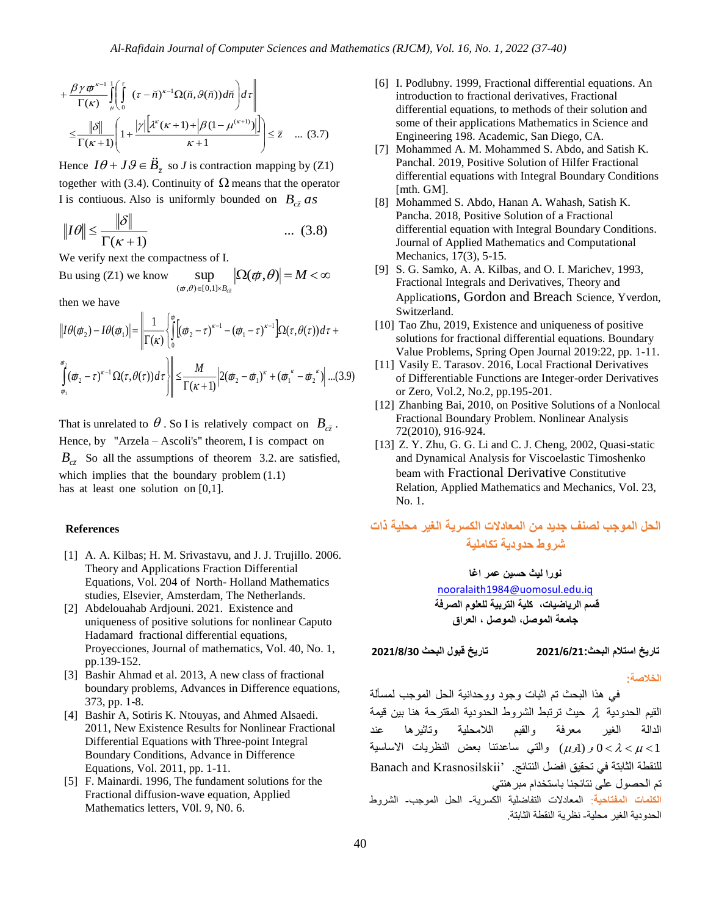$$+\frac{\beta\gamma\varpi^{\kappa-1}}{\Gamma(\kappa)}\int_{\mu}^{1}\left(\int_{0}^{\tau}(\tau-\bar{n})^{\kappa-1}\Omega(\bar{n},\vartheta(\bar{n}))d\bar{n}\right)d\tau\Bigg\|$$

$$\leq\frac{\|\delta\|}{\Gamma(\kappa+1)}\left(1+\frac{|\gamma|\left[\lambda^{\kappa}(\kappa+1)+|\beta(1-\mu^{(\kappa+1)})|\right]}{\kappa+1}\right)\leq\bar{z}\quad\ldots(3.7)$$

Hence $I\theta+J\vartheta\in\ddot{B}_{\bar{z}}$ so $J$ is contraction mapping by (Z1) together with (3.4). Continuity of $\Omega$ means that the operator I is contiuous. Also is uniformly bounded on $B_{c\bar{z}}$ *as*

$$\|I\theta\|\leq\frac{\|\delta\|}{\Gamma(\kappa+1)}\quad\ldots(3.8)$$

We verify next the compactness of I.

Bu using (Z1) we know $\sup_{(\varpi,\theta)\in[0,1]\times B_{c\bar{z}}}|\Omega(\varpi,\theta)|=M<\infty$

then we have

$$\|I\theta(\varpi_2)-I\theta(\varpi_1)\|=\Bigg\|\frac{1}{\Gamma(\kappa)}\Bigg\{\int_{0}^{\varpi}\left[(\varpi_2-\tau)^{\kappa-1}-(\varpi_1-\tau)^{\kappa-1}\right]\Omega(\tau,\theta(\tau))d\tau+$$

$$\int_{\varpi_1}^{\varpi_2}(\varpi_2-\tau)^{\kappa-1}\Omega(\tau,\theta(\tau))d\tau\Bigg\}\Bigg\|\leq\frac{M}{\Gamma(\kappa+1)}\left|2(\varpi_2-\varpi_1)^{\kappa}+(\varpi_1^{\ \kappa}-\varpi_2^{\ \kappa})\right|\ldots(3.9)$$

That is unrelated to $\theta$. So I is relatively compact on $B_{c\bar{z}}$. Hence, by "Arzela – Ascoli's" theorem, I is compact on $B_{c\bar{z}}$ So all the assumptions of theorem 3.2. are satisfied, which implies that the boundary problem (1.1) has at least one solution on [0,1].

## References

[1] A. A. Kilbas; H. M. Srivastavu, and J. J. Trujillo. 2006. Theory and Applications Fraction Differential Equations, Vol. 204 of North- Holland Mathematics studies, Elsevier, Amsterdam, The Netherlands.

[2] Abdelouahab Ardjouni. 2021. Existence and uniqueness of positive solutions for nonlinear Caputo Hadamard fractional differential equations, Proyecciones, Journal of mathematics, Vol. 40, No. 1, pp.139-152.

[3] Bashir Ahmad et al. 2013, A new class of fractional boundary problems, Advances in Difference equations, 373, pp. 1-8.

[4] Bashir A, Sotiris K. Ntouyas, and Ahmed Alsaedi. 2011, New Existence Results for Nonlinear Fractional Differential Equations with Three-point Integral Boundary Conditions, Advance in Difference Equations, Vol. 2011, pp. 1-11.

[5] F. Mainardi. 1996, The fundament solutions for the Fractional diffusion-wave equation, Applied Mathematics letters, V0l. 9, N0. 6.

[6] I. Podlubny. 1999, Fractional differential equations. An introduction to fractional derivatives, Fractional differential equations, to methods of their solution and some of their applications Mathematics in Science and Engineering 198. Academic, San Diego, CA.

[7] Mohammed A. M. Mohammed S. Abdo, and Satish K. Panchal. 2019, Positive Solution of Hilfer Fractional differential equations with Integral Boundary Conditions [mth. GM].

[8] Mohammed S. Abdo, Hanan A. Wahash, Satish K. Pancha. 2018, Positive Solution of a Fractional differential equation with Integral Boundary Conditions. Journal of Applied Mathematics and Computational Mechanics, 17(3), 5-15.

[9] S. G. Samko, A. A. Kilbas, and O. I. Marichev, 1993, Fractional Integrals and Derivatives, Theory and Applications, Gordon and Breach Science, Yverdon, Switzerland.

[10] Tao Zhu, 2019, Existence and uniqueness of positive solutions for fractional differential equations. Boundary Value Problems, Spring Open Journal 2019:22, pp. 1-11.

[11] Vasily E. Tarasov. 2016, Local Fractional Derivatives of Differentiable Functions are Integer-order Derivatives or Zero, Vol.2, No.2, pp.195-201.

[12] Zhanbing Bai, 2010, on Positive Solutions of a Nonlocal Fractional Boundary Problem. Nonlinear Analysis 72(2010), 916-924.

[13] Z. Y. Zhu, G. G. Li and C. J. Cheng, 2002, Quasi-static and Dynamical Analysis for Viscoelastic Timoshenko beam with Fractional Derivative Constitutive Relation, Applied Mathematics and Mechanics, Vol. 23, No. 1.

## الحل الموجب لصنف جديد من المعادلات الكسرية الغير محلية ذات شروط حدودية تكاملية

**نورا ليث حسين عمر اغا**

nooralaith1984@uomosul.edu.iq

**قسم الرياضيات، كلية التربية للعلوم الصرفة**

**جامعة الموصل، الموصل ، العراق**

**تاريخ استلام البحث:2021/6/21** **تاريخ قبول البحث 2021/8/30**

**الخلاصة:**

في هذا البحث تم اثبات وجود ووحدانية الحل الموجب لمسألة القيم الحدودية $\lambda$ حيث ترتبط الشروط الحدودية المقترحة هنا بين قيمة الدالة الغير معرفة والقيم اللامحلية وتاثيرها عند $0<\lambda<\mu<1$ و $(\mu,1)$ والتي ساعدتنا بعض النظريات الاساسية للنقطة الثابتة في تحقيق افضل النتائج. 'Banach and Krasnosilskii تم الحصول على نتائجنا باستخدام مبرهنتي

**الكلمات المفتاحية:** المعادلات التفاضلية الكسرية- الحل الموجب- الشروط الحدودية الغير محلية- نظرية النقطة الثابتة.